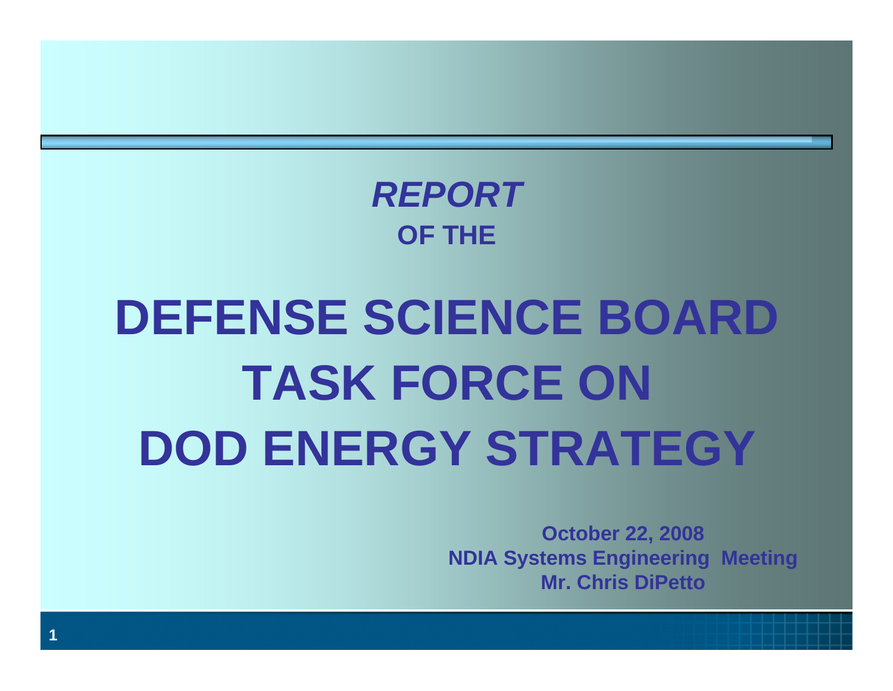***REPORT***

**OF THE**

# DEFENSE SCIENCE BOARD TASK FORCE ON DOD ENERGY STRATEGY

**October 22, 2008**
**NDIA Systems Engineering Meeting**
**Mr. Chris DiPetto**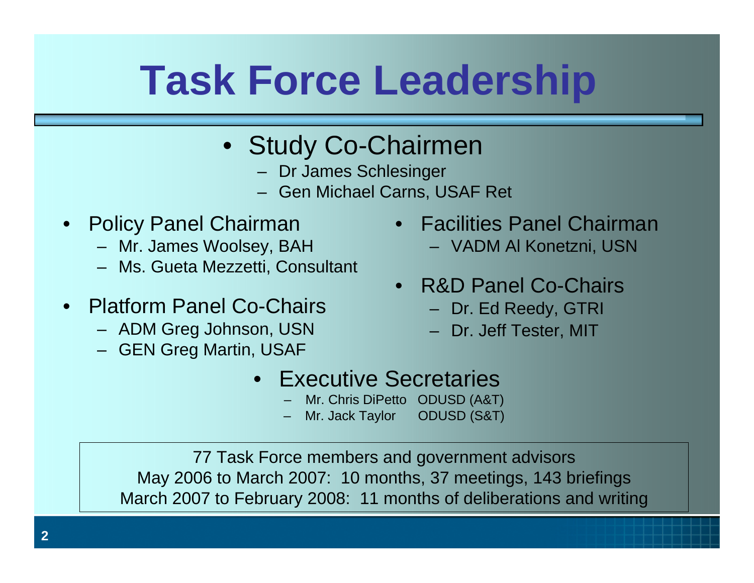# Task Force Leadership

- Study Co-Chairmen
  - Dr James Schlesinger
  - Gen Michael Carns, USAF Ret

- Policy Panel Chairman
  - Mr. James Woolsey, BAH
  - Ms. Gueta Mezzetti, Consultant

- Platform Panel Co-Chairs
  - ADM Greg Johnson, USN
  - GEN Greg Martin, USAF

- Facilities Panel Chairman
  - VADM Al Konetzni, USN

- R&D Panel Co-Chairs
  - Dr. Ed Reedy, GTRI
  - Dr. Jeff Tester, MIT

- Executive Secretaries
  - Mr. Chris DiPetto ODUSD (A&T)
  - Mr. Jack Taylor ODUSD (S&T)

77 Task Force members and government advisors
May 2006 to March 2007: 10 months, 37 meetings, 143 briefings
March 2007 to February 2008: 11 months of deliberations and writing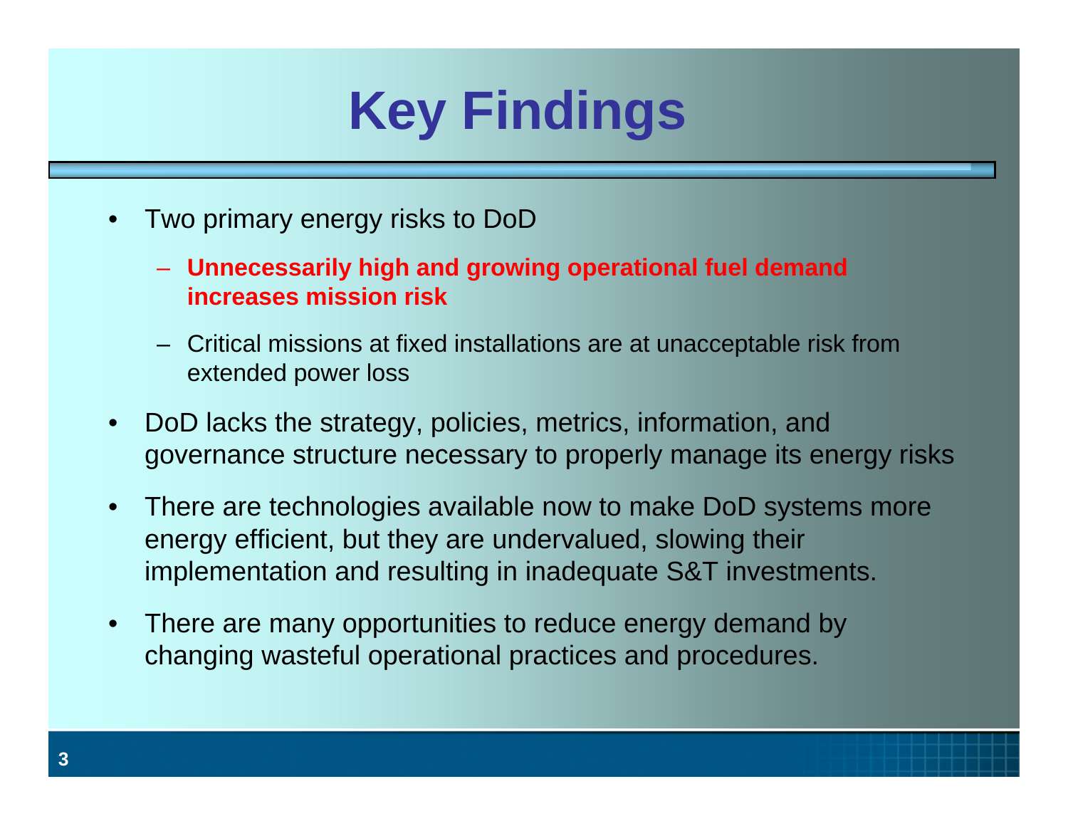# Key Findings

- Two primary energy risks to DoD
  - **Unnecessarily high and growing operational fuel demand increases mission risk**
  - Critical missions at fixed installations are at unacceptable risk from extended power loss
- DoD lacks the strategy, policies, metrics, information, and governance structure necessary to properly manage its energy risks
- There are technologies available now to make DoD systems more energy efficient, but they are undervalued, slowing their implementation and resulting in inadequate S&T investments.
- There are many opportunities to reduce energy demand by changing wasteful operational practices and procedures.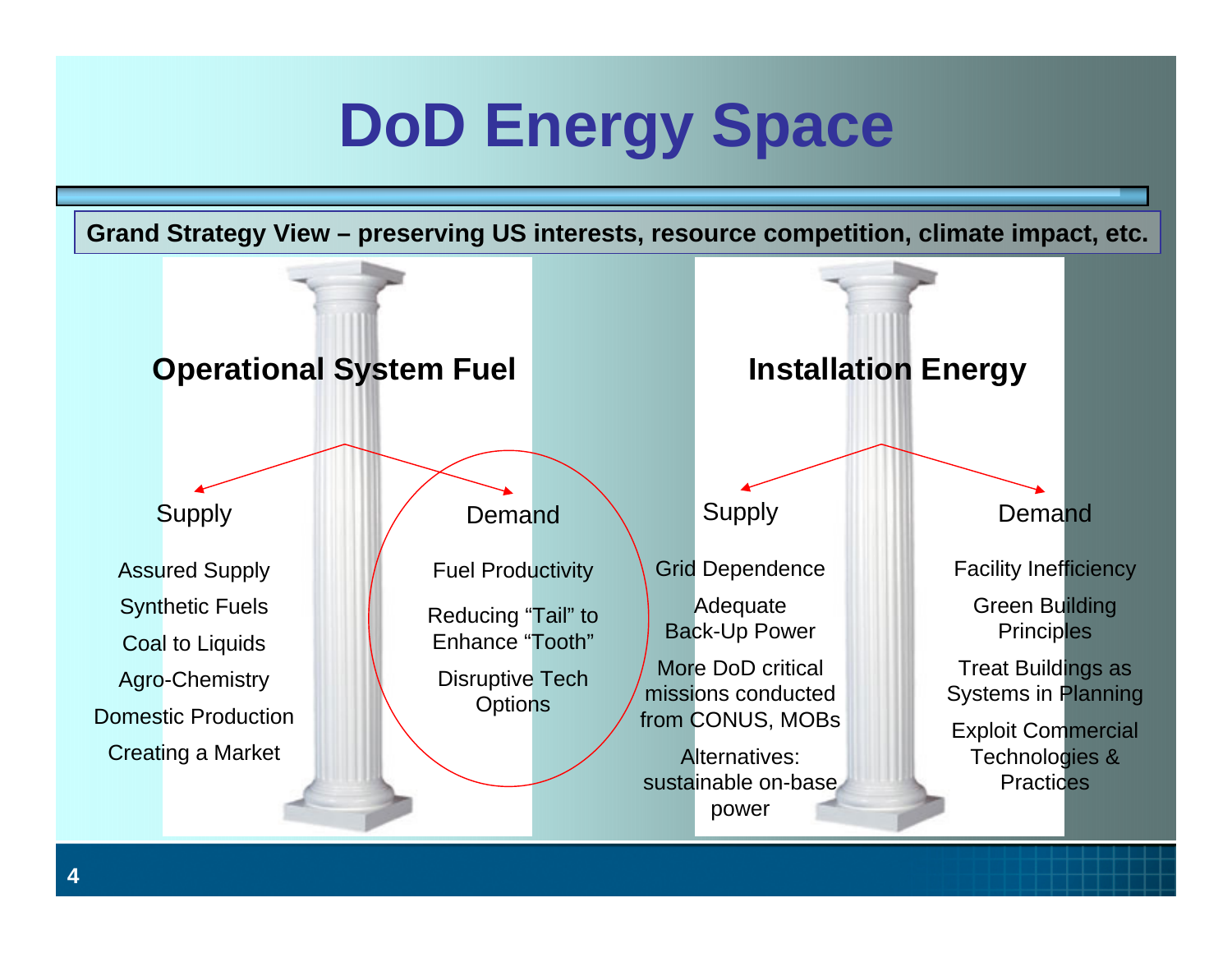# DoD Energy Space

**Grand Strategy View – preserving US interests, resource competition, climate impact, etc.**

## Operational System Fuel

### Supply

- Assured Supply
- Synthetic Fuels
- Coal to Liquids
- Agro-Chemistry
- Domestic Production
- Creating a Market

### Demand

- Fuel Productivity
- Reducing “Tail” to Enhance “Tooth”
- Disruptive Tech Options

## Installation Energy

### Supply

- Grid Dependence
- Adequate Back-Up Power
- More DoD critical missions conducted from CONUS, MOBs
- Alternatives: sustainable on-base power

### Demand

- Facility Inefficiency
- Green Building Principles
- Treat Buildings as Systems in Planning
- Exploit Commercial Technologies & Practices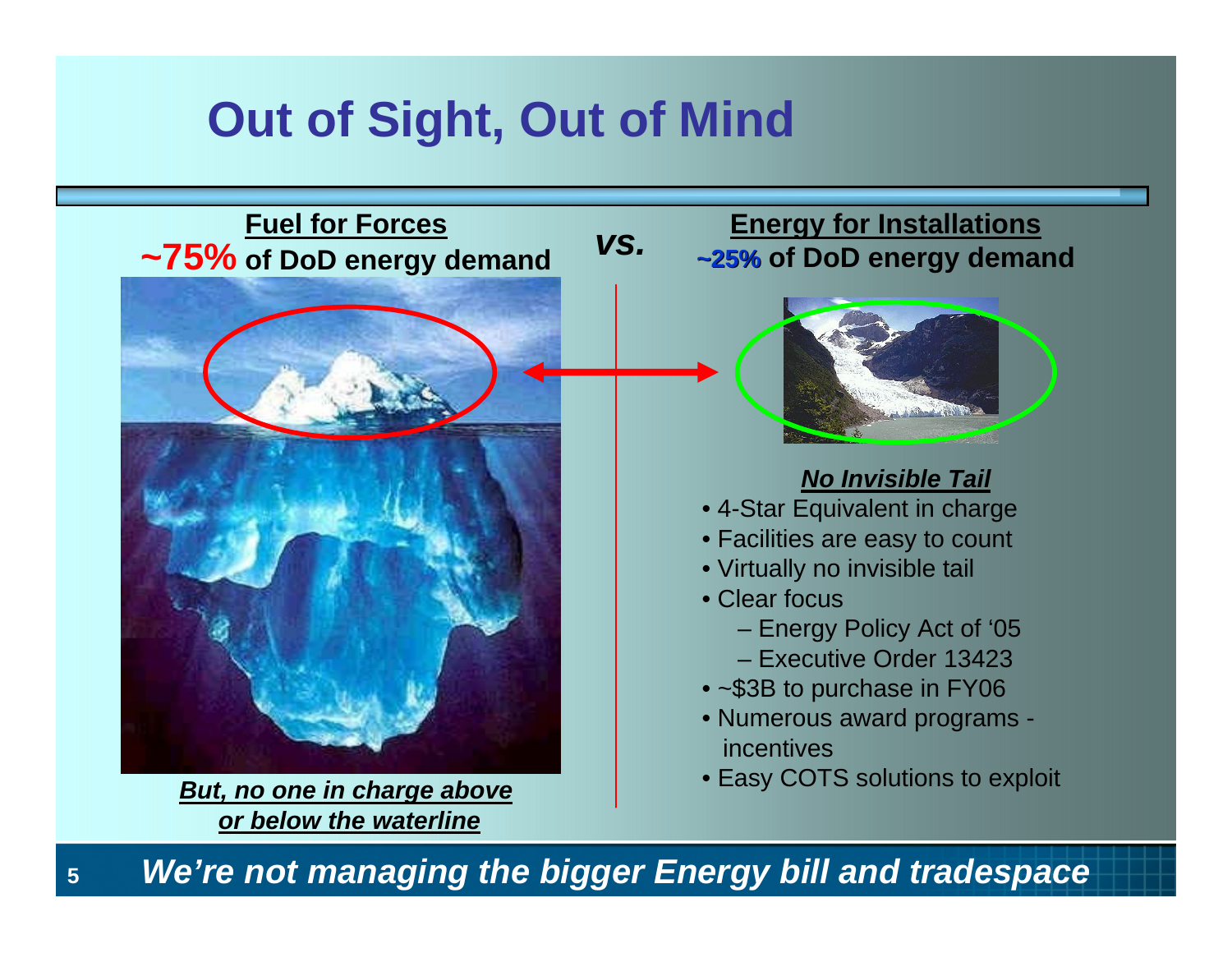# Out of Sight, Out of Mind

**Fuel for Forces**

**~75% of DoD energy demand**

***vs.***

**Energy for Installations**

**~25% of DoD energy demand**

***But, no one in charge above or below the waterline***

***No Invisible Tail***

- 4-Star Equivalent in charge
- Facilities are easy to count
- Virtually no invisible tail
- Clear focus
  - Energy Policy Act of ‘05
  - Executive Order 13423
- ~$3B to purchase in FY06
- Numerous award programs - incentives
- Easy COTS solutions to exploit

***We’re not managing the bigger Energy bill and tradespace***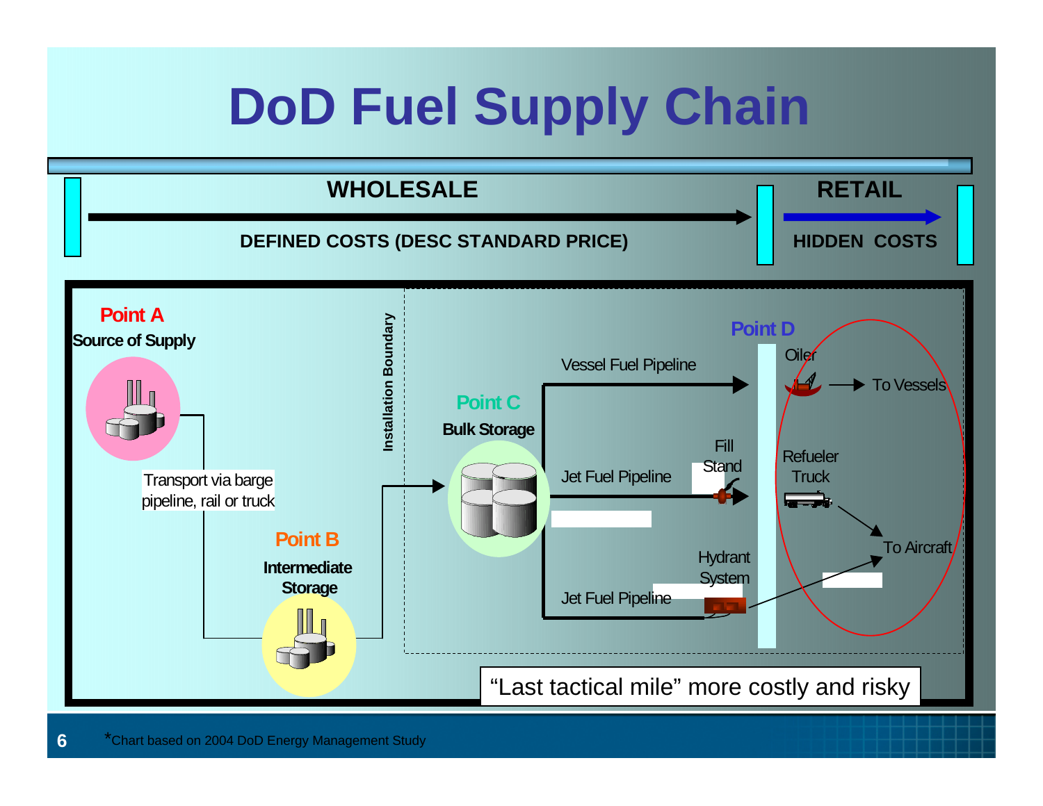# DoD Fuel Supply Chain

**WHOLESALE** → **RETAIL**

**DEFINED COSTS (DESC STANDARD PRICE)** | **HIDDEN COSTS**

**Point A**
**Source of Supply**

Transport via barge pipeline, rail or truck

**Point B**
**Intermediate Storage**

**Installation Boundary**

**Point C**
**Bulk Storage**

Vessel Fuel Pipeline

Jet Fuel Pipeline

Fill Stand

Jet Fuel Pipeline

Hydrant System

**Point D**

Oiler → To Vessels

Refueler Truck → To Aircraft

"Last tactical mile" more costly and risky

*Chart based on 2004 DoD Energy Management Study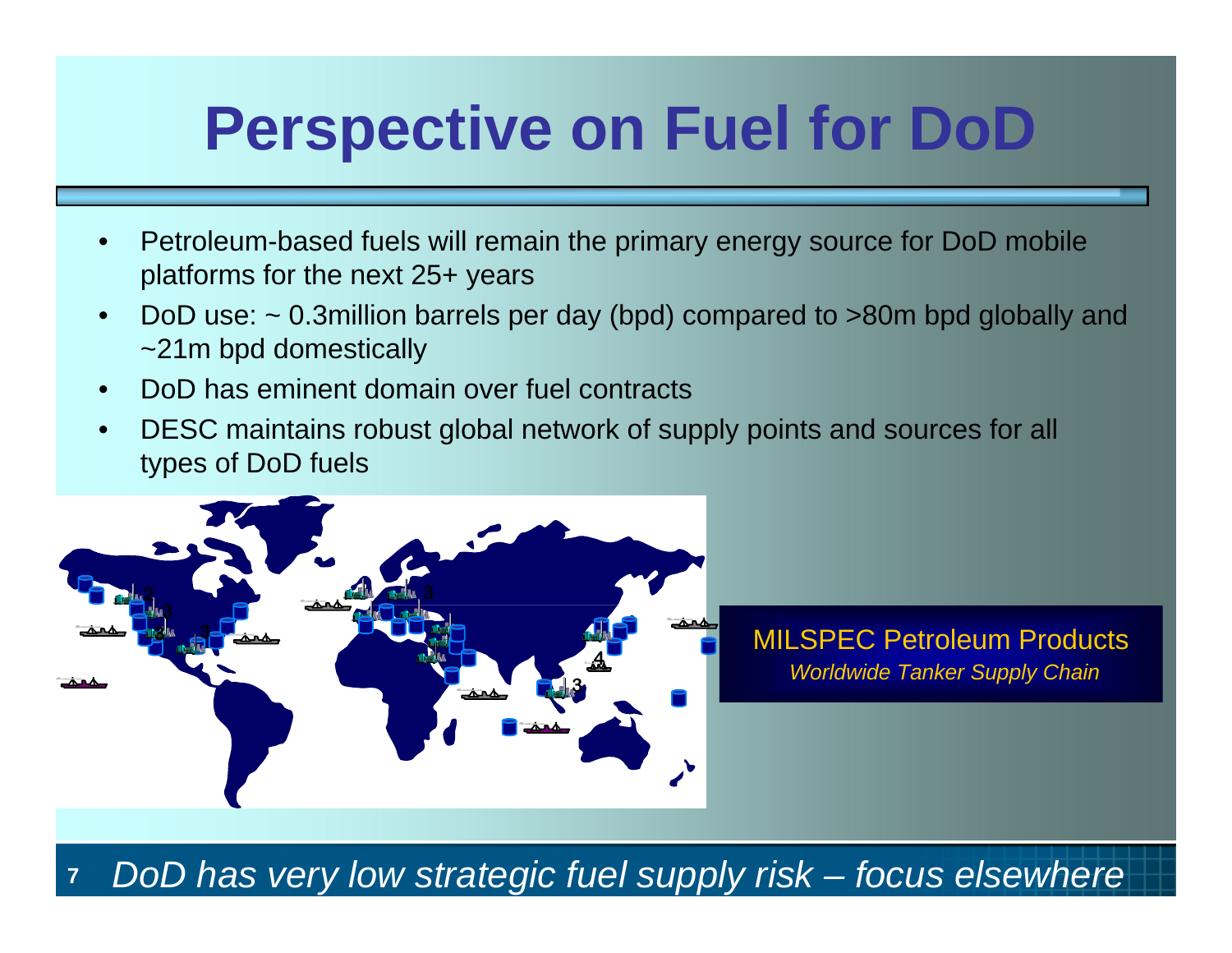# Perspective on Fuel for DoD

- Petroleum-based fuels will remain the primary energy source for DoD mobile platforms for the next 25+ years
- DoD use: ~ 0.3million barrels per day (bpd) compared to >80m bpd globally and ~21m bpd domestically
- DoD has eminent domain over fuel contracts
- DESC maintains robust global network of supply points and sources for all types of DoD fuels

MILSPEC Petroleum Products

*Worldwide Tanker Supply Chain*

*DoD has very low strategic fuel supply risk – focus elsewhere*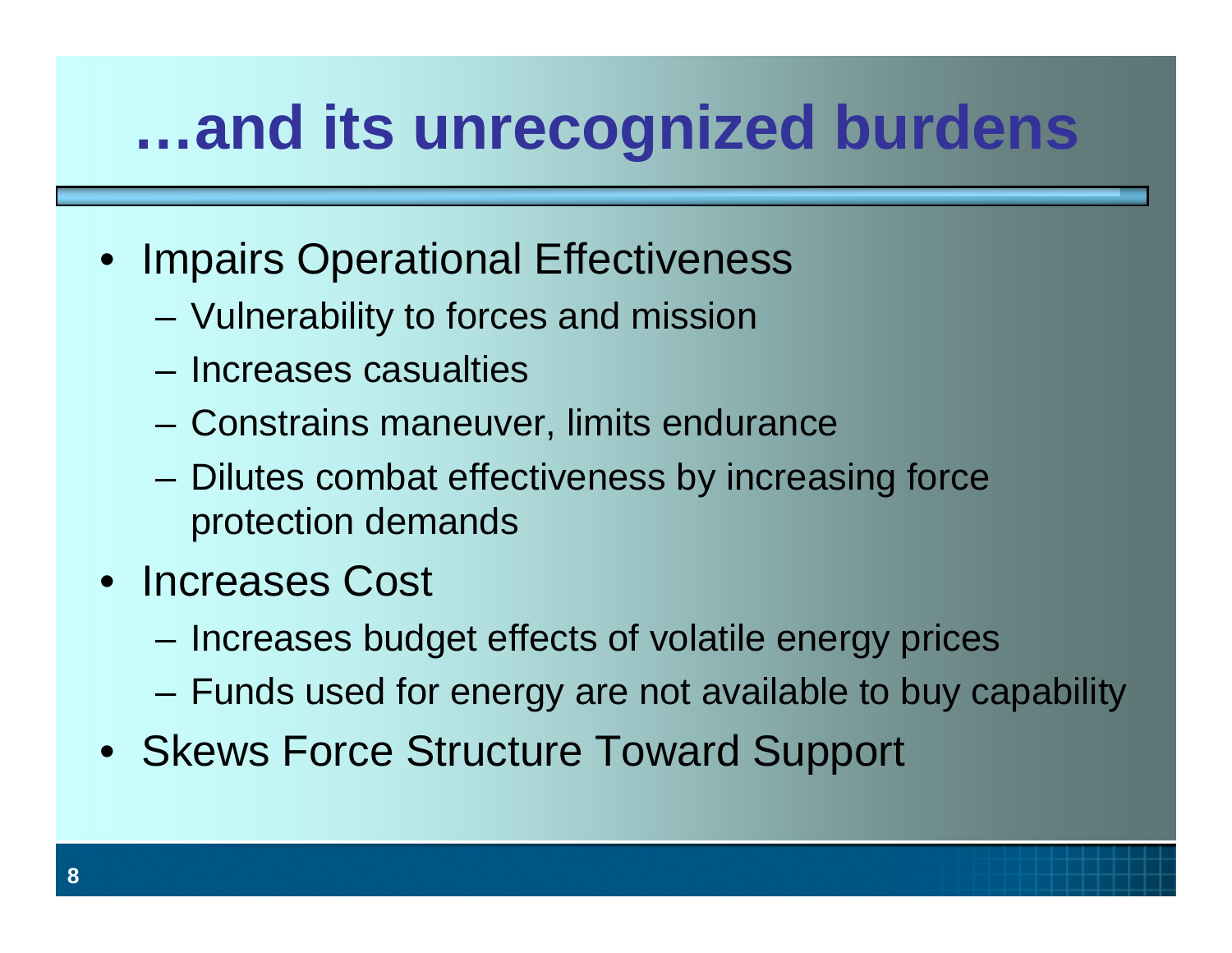# …and its unrecognized burdens

- Impairs Operational Effectiveness
  - Vulnerability to forces and mission
  - Increases casualties
  - Constrains maneuver, limits endurance
  - Dilutes combat effectiveness by increasing force protection demands
- Increases Cost
  - Increases budget effects of volatile energy prices
  - Funds used for energy are not available to buy capability
- Skews Force Structure Toward Support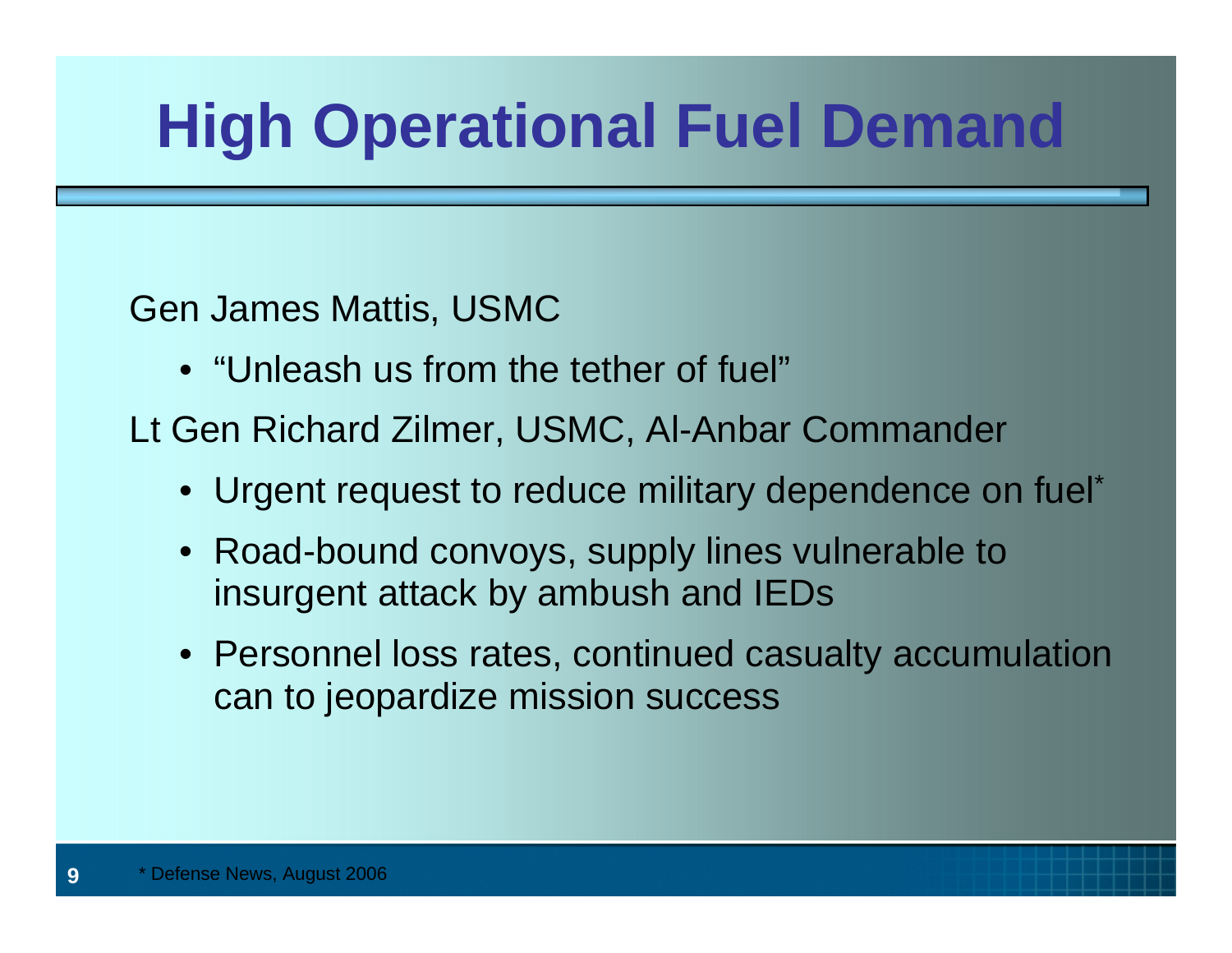# High Operational Fuel Demand

Gen James Mattis, USMC

- "Unleash us from the tether of fuel"

Lt Gen Richard Zilmer, USMC, Al-Anbar Commander

- Urgent request to reduce military dependence on fuel*
- Road-bound convoys, supply lines vulnerable to insurgent attack by ambush and IEDs
- Personnel loss rates, continued casualty accumulation can to jeopardize mission success

* Defense News, August 2006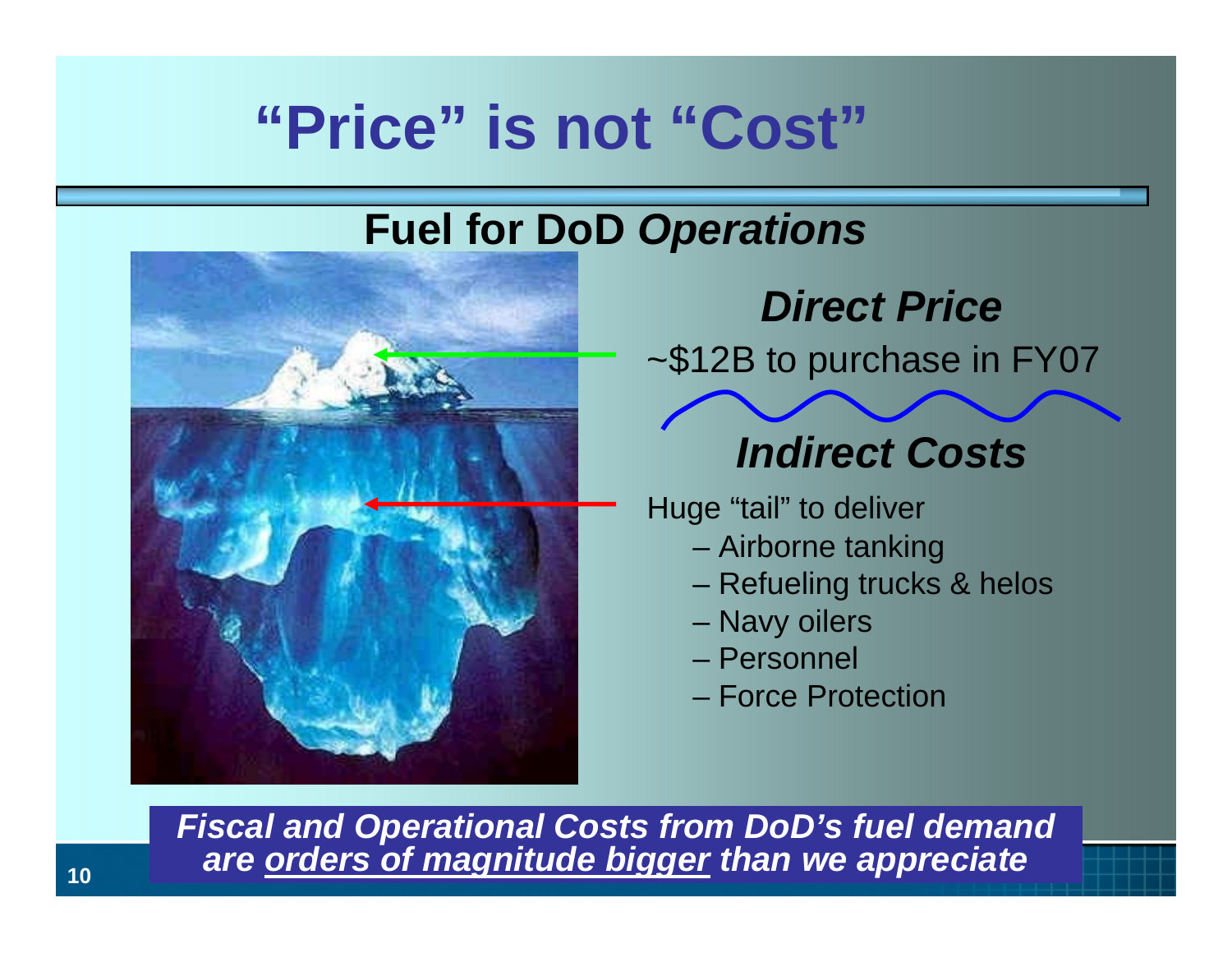# "Price" is not "Cost"

## Fuel for DoD *Operations*

### *Direct Price*

~$12B to purchase in FY07

### *Indirect Costs*

Huge "tail" to deliver

- Airborne tanking
- Refueling trucks & helos
- Navy oilers
- Personnel
- Force Protection

***Fiscal and Operational Costs from DoD's fuel demand are <u>orders of magnitude bigger</u> than we appreciate***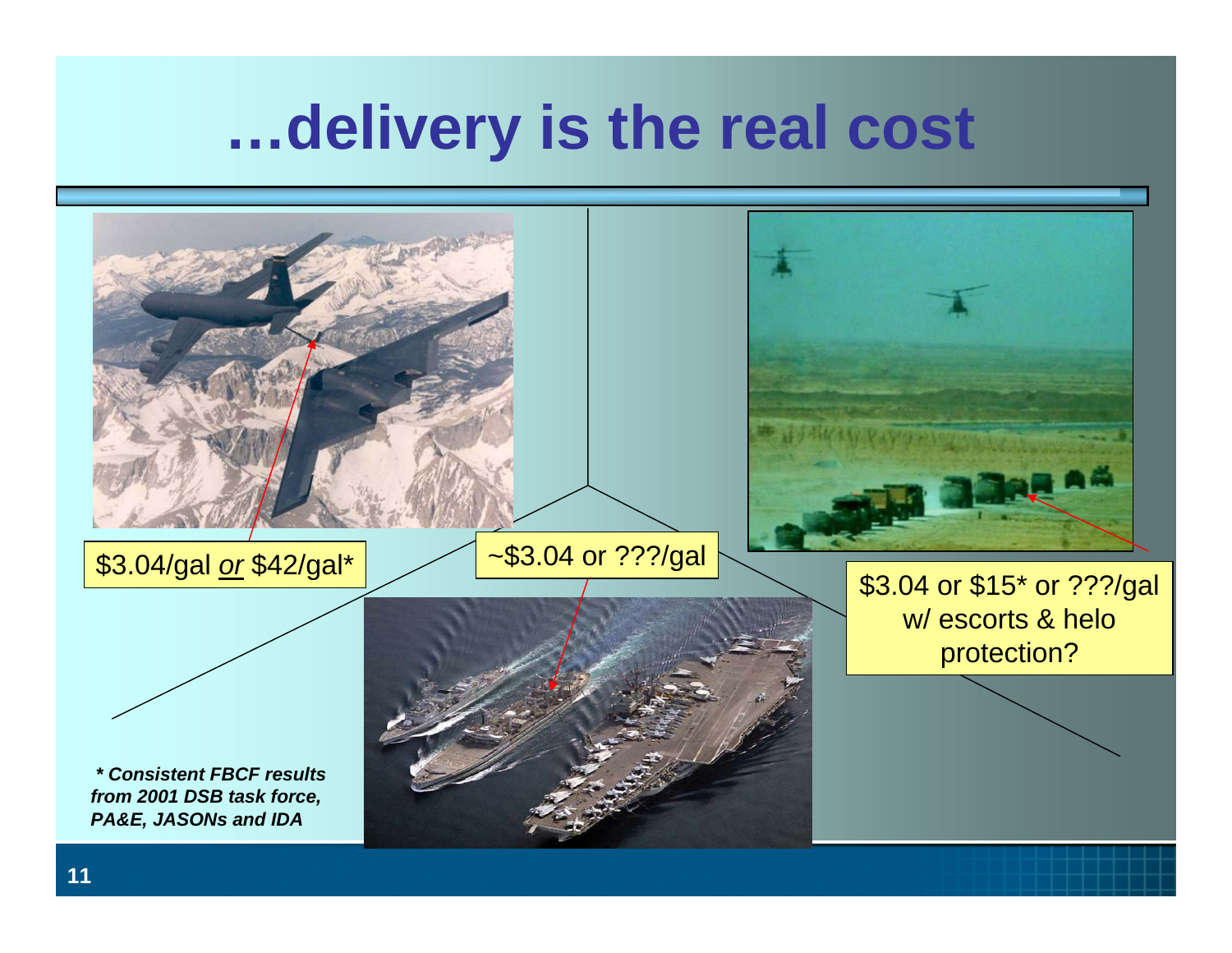# …delivery is the real cost

$3.04/gal *or* $42/gal*

~$3.04 or ???/gal

$3.04 or $15* or ???/gal w/ escorts & helo protection?

***\* Consistent FBCF results from 2001 DSB task force, PA&E, JASONs and IDA***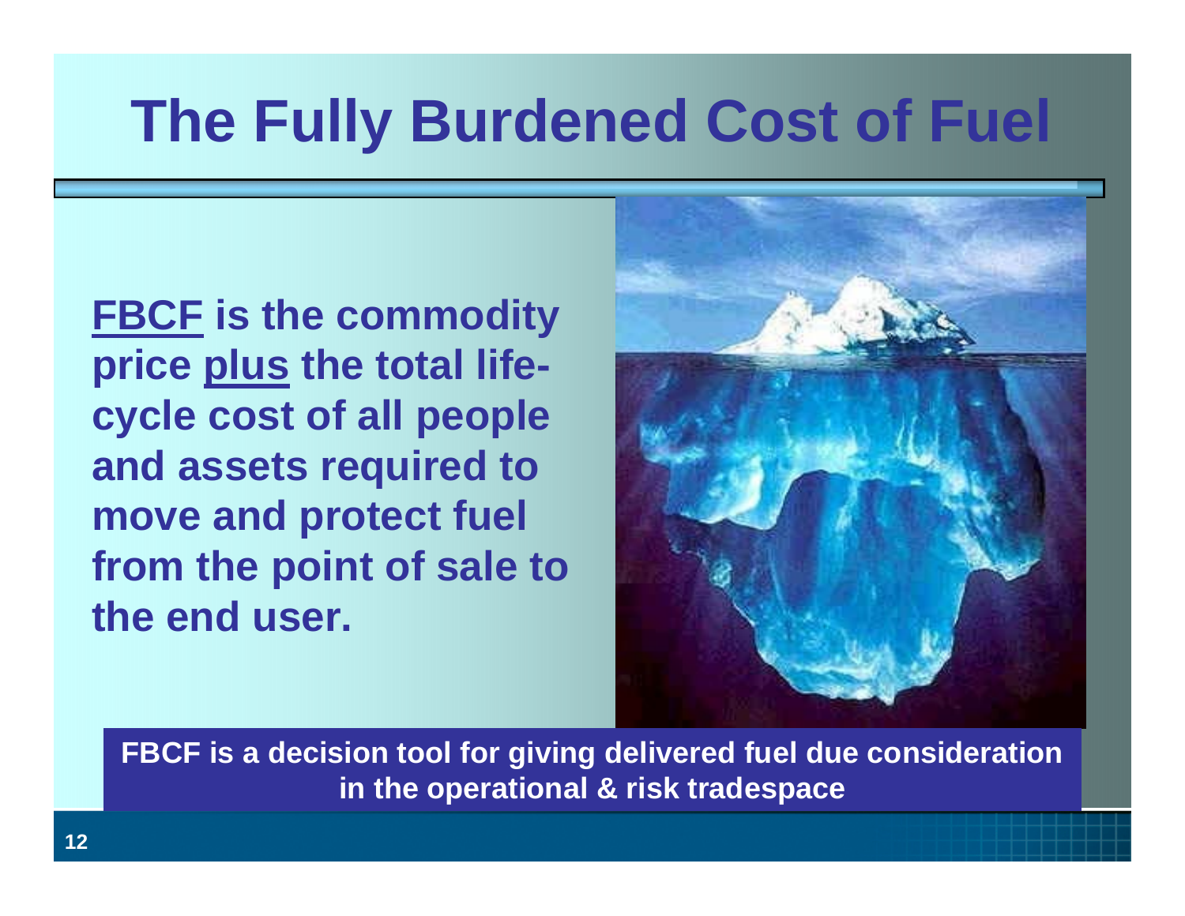# The Fully Burdened Cost of Fuel

**FBCF is the commodity price plus the total life-cycle cost of all people and assets required to move and protect fuel from the point of sale to the end user.**

**FBCF is a decision tool for giving delivered fuel due consideration in the operational & risk tradespace**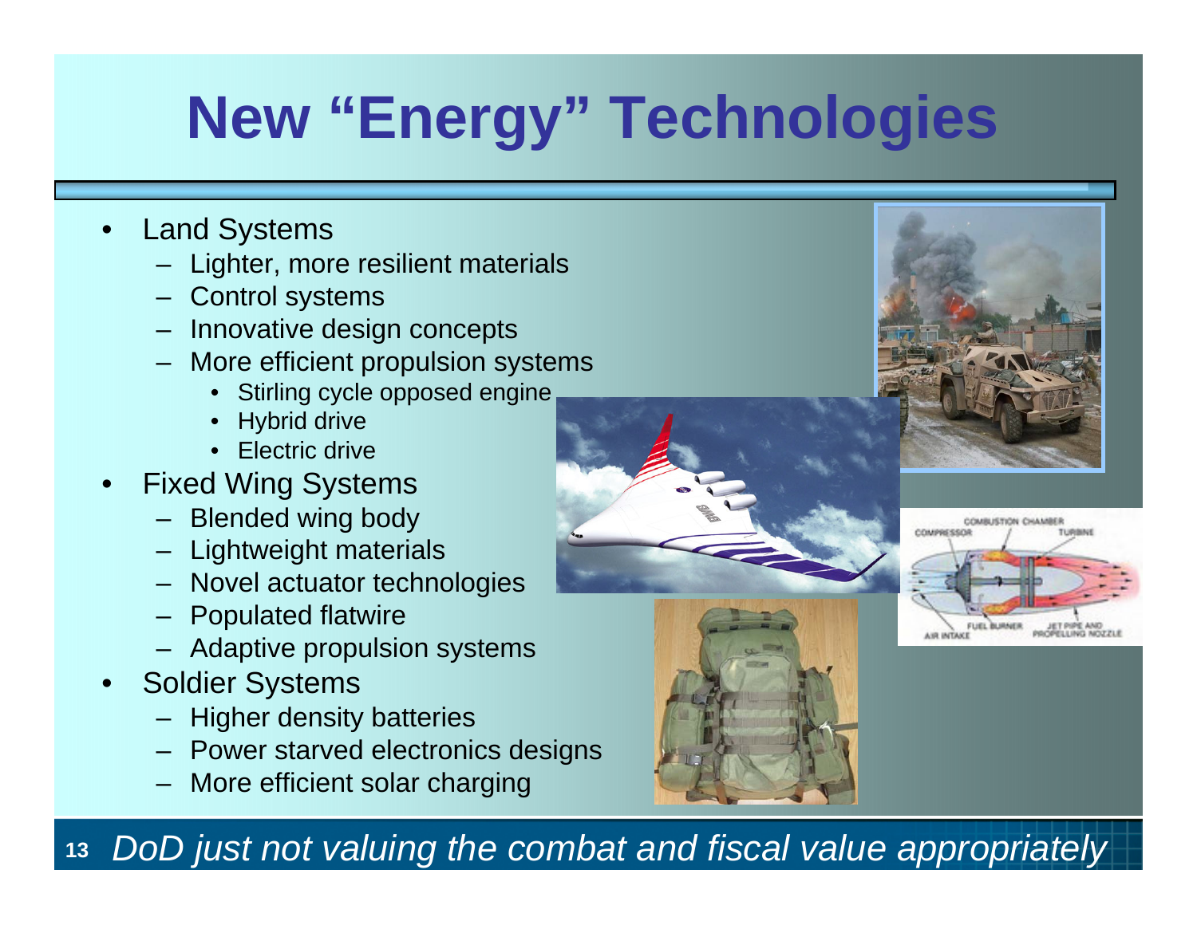# New "Energy" Technologies

- Land Systems
  - Lighter, more resilient materials
  - Control systems
  - Innovative design concepts
  - More efficient propulsion systems
    - Stirling cycle opposed engine
    - Hybrid drive
    - Electric drive
- Fixed Wing Systems
  - Blended wing body
  - Lightweight materials
  - Novel actuator technologies
  - Populated flatwire
  - Adaptive propulsion systems
- Soldier Systems
  - Higher density batteries
  - Power starved electronics designs
  - More efficient solar charging

*DoD just not valuing the combat and fiscal value appropriately*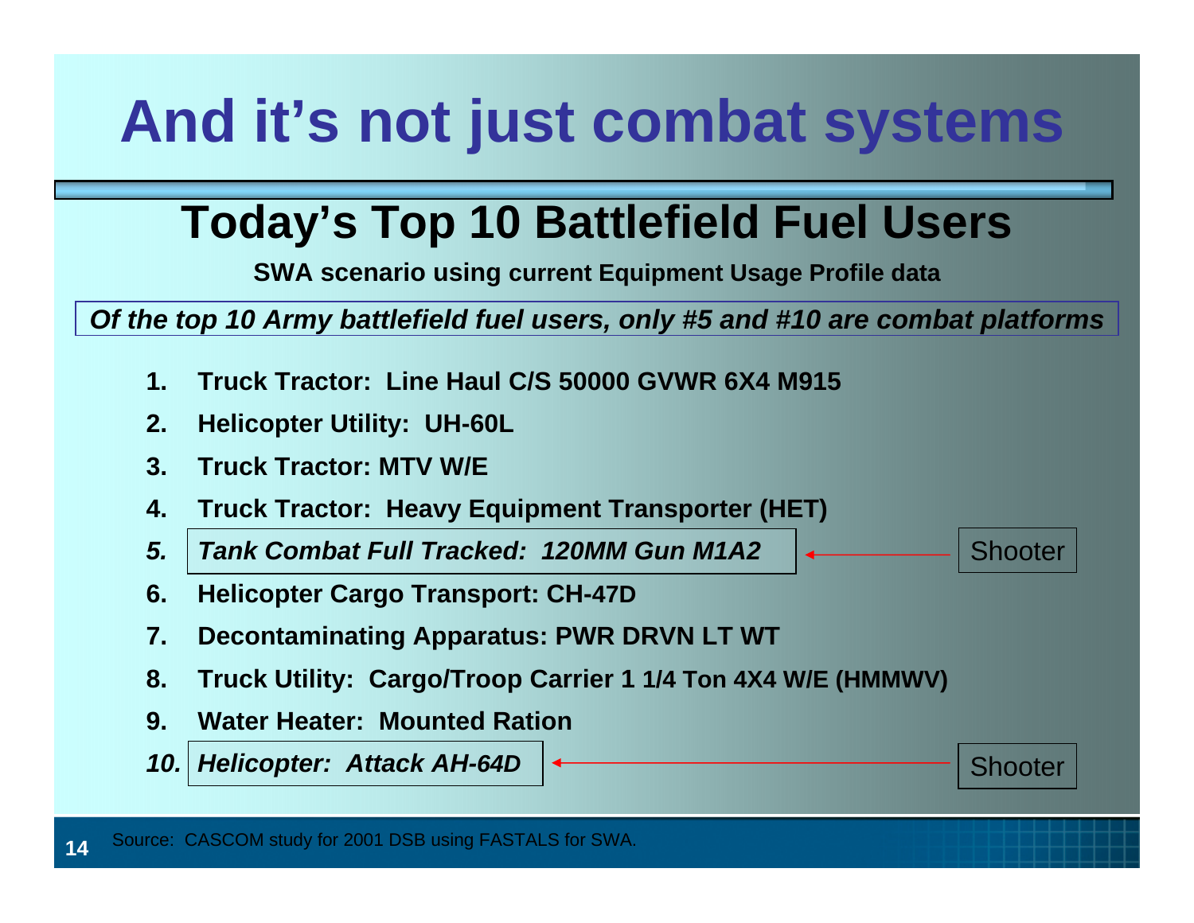# And it's not just combat systems

## Today's Top 10 Battlefield Fuel Users

**SWA scenario using current Equipment Usage Profile data**

***Of the top 10 Army battlefield fuel users, only #5 and #10 are combat platforms***

1. **Truck Tractor: Line Haul C/S 50000 GVWR 6X4 M915**
2. **Helicopter Utility: UH-60L**
3. **Truck Tractor: MTV W/E**
4. **Truck Tractor: Heavy Equipment Transporter (HET)**
5. ***Tank Combat Full Tracked: 120MM Gun M1A2*** ← Shooter
6. **Helicopter Cargo Transport: CH-47D**
7. **Decontaminating Apparatus: PWR DRVN LT WT**
8. **Truck Utility: Cargo/Troop Carrier 1 1/4 Ton 4X4 W/E (HMMWV)**
9. **Water Heater: Mounted Ration**
10. ***Helicopter: Attack AH-64D*** ← Shooter

Source: CASCOM study for 2001 DSB using FASTALS for SWA.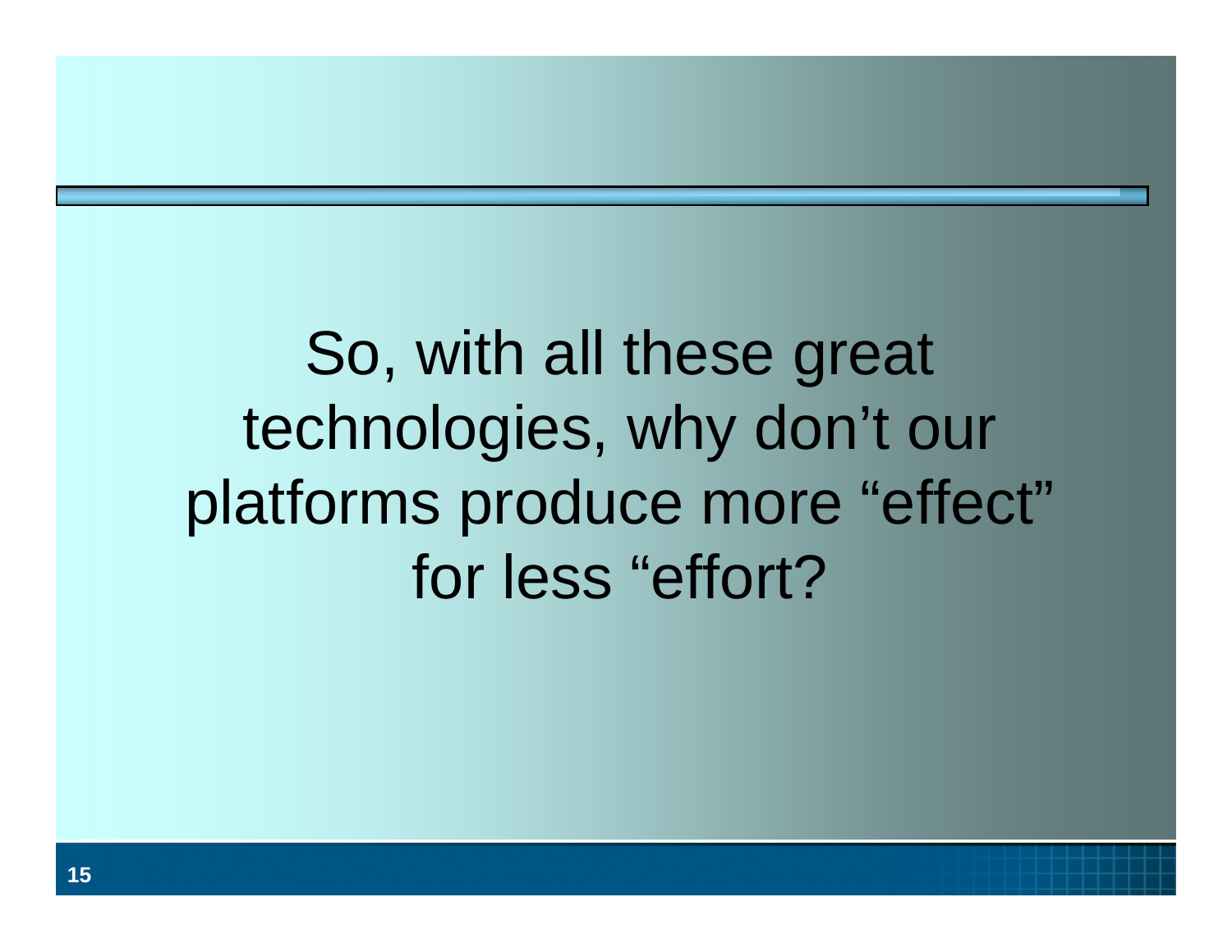So, with all these great technologies, why don't our platforms produce more "effect" for less "effort?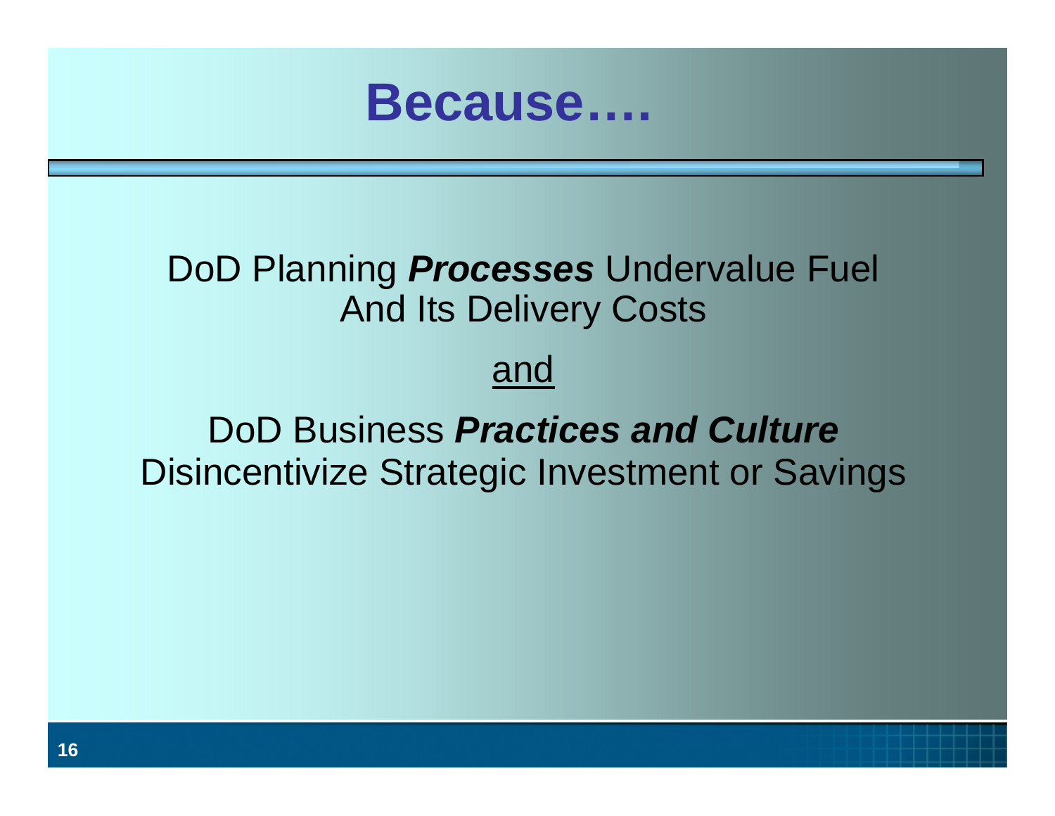# Because….

DoD Planning ***Processes*** Undervalue Fuel And Its Delivery Costs

<u>and</u>

DoD Business ***Practices and Culture*** Disincentivize Strategic Investment or Savings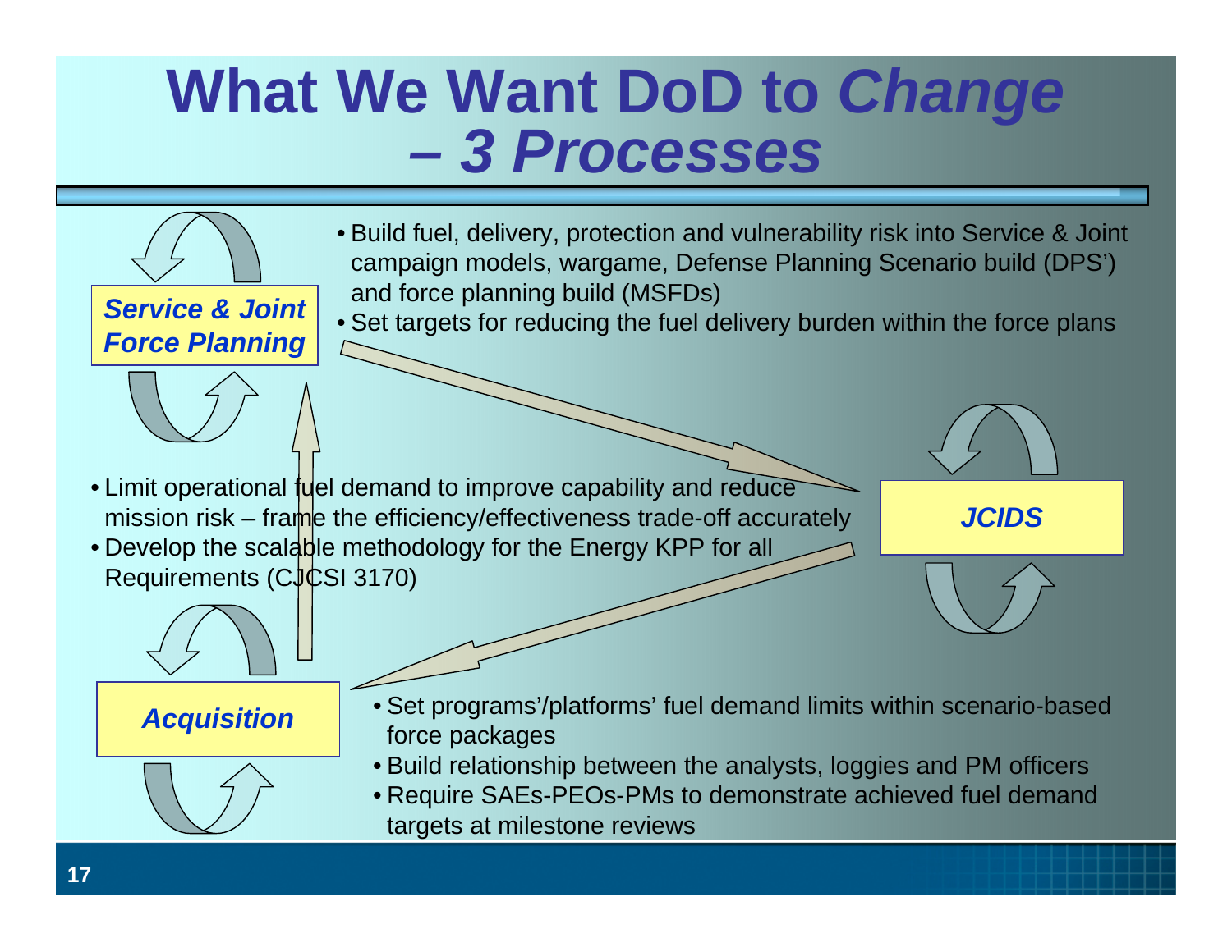# What We Want DoD to *Change – 3 Processes*

***Service & Joint Force Planning***

- Build fuel, delivery, protection and vulnerability risk into Service & Joint campaign models, wargame, Defense Planning Scenario build (DPS') and force planning build (MSFDs)
- Set targets for reducing the fuel delivery burden within the force plans

***JCIDS***

- Limit operational fuel demand to improve capability and reduce mission risk – frame the efficiency/effectiveness trade-off accurately
- Develop the scalable methodology for the Energy KPP for all Requirements (CJCSI 3170)

***Acquisition***

- Set programs'/platforms' fuel demand limits within scenario-based force packages
- Build relationship between the analysts, loggies and PM officers
- Require SAEs-PEOs-PMs to demonstrate achieved fuel demand targets at milestone reviews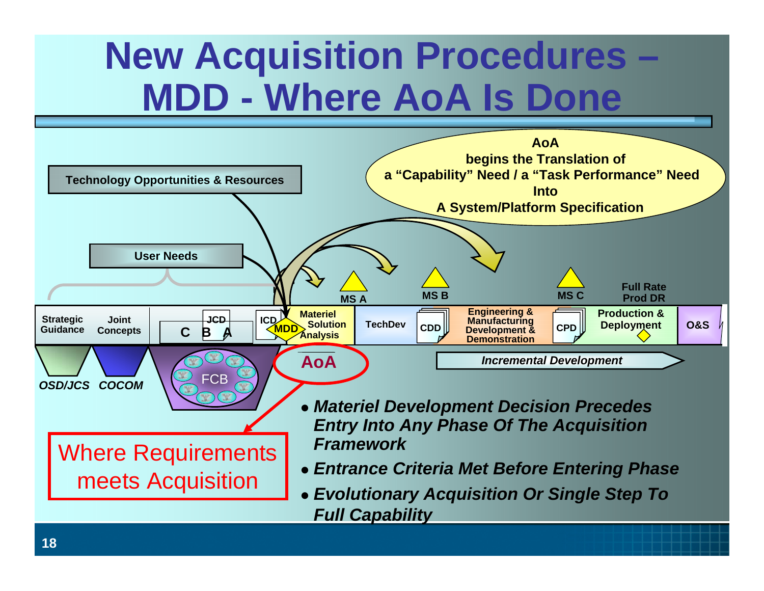# New Acquisition Procedures – MDD - Where AoA Is Done

**AoA begins the Translation of a "Capability" Need / a "Task Performance" Need Into A System/Platform Specification**

Technology Opportunities & Resources

User Needs

Strategic Guidance | Joint Concepts | CBA | JCD | ICD | MDD | Materiel Solution Analysis | MS A | TechDev | MS B | CDD | Engineering & Manufacturing Development & Demonstration | MS C | CPD | Full Rate Prod DR | Production & Deployment | O&S

OSD/JCS | COCOM | FCB

**AoA**

*Incremental Development*

Where Requirements meets Acquisition

- ***Materiel Development Decision Precedes Entry Into Any Phase Of The Acquisition Framework***
- ***Entrance Criteria Met Before Entering Phase***
- ***Evolutionary Acquisition Or Single Step To Full Capability***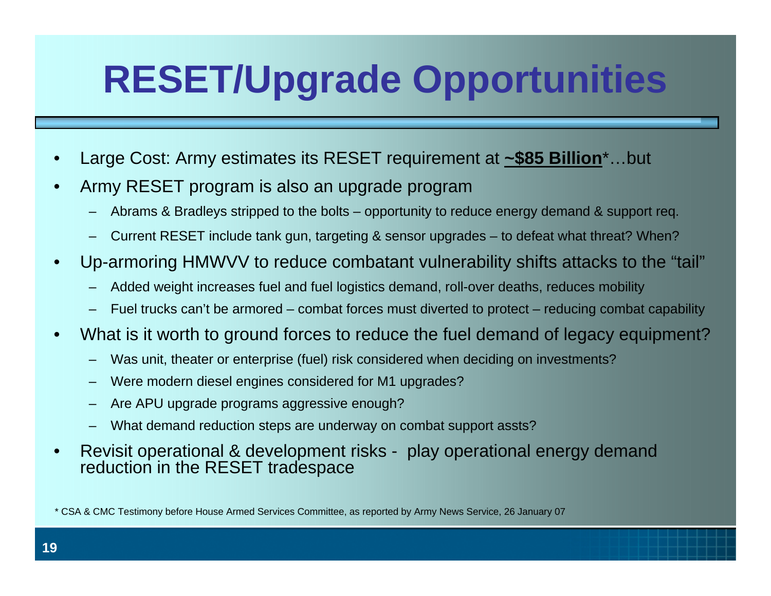# RESET/Upgrade Opportunities

- Large Cost: Army estimates its RESET requirement at **~$85 Billion***…but
- Army RESET program is also an upgrade program
  - Abrams & Bradleys stripped to the bolts – opportunity to reduce energy demand & support req.
  - Current RESET include tank gun, targeting & sensor upgrades – to defeat what threat? When?
- Up-armoring HMWVV to reduce combatant vulnerability shifts attacks to the "tail"
  - Added weight increases fuel and fuel logistics demand, roll-over deaths, reduces mobility
  - Fuel trucks can't be armored – combat forces must diverted to protect – reducing combat capability
- What is it worth to ground forces to reduce the fuel demand of legacy equipment?
  - Was unit, theater or enterprise (fuel) risk considered when deciding on investments?
  - Were modern diesel engines considered for M1 upgrades?
  - Are APU upgrade programs aggressive enough?
  - What demand reduction steps are underway on combat support assts?
- Revisit operational & development risks - play operational energy demand reduction in the RESET tradespace

* CSA & CMC Testimony before House Armed Services Committee, as reported by Army News Service, 26 January 07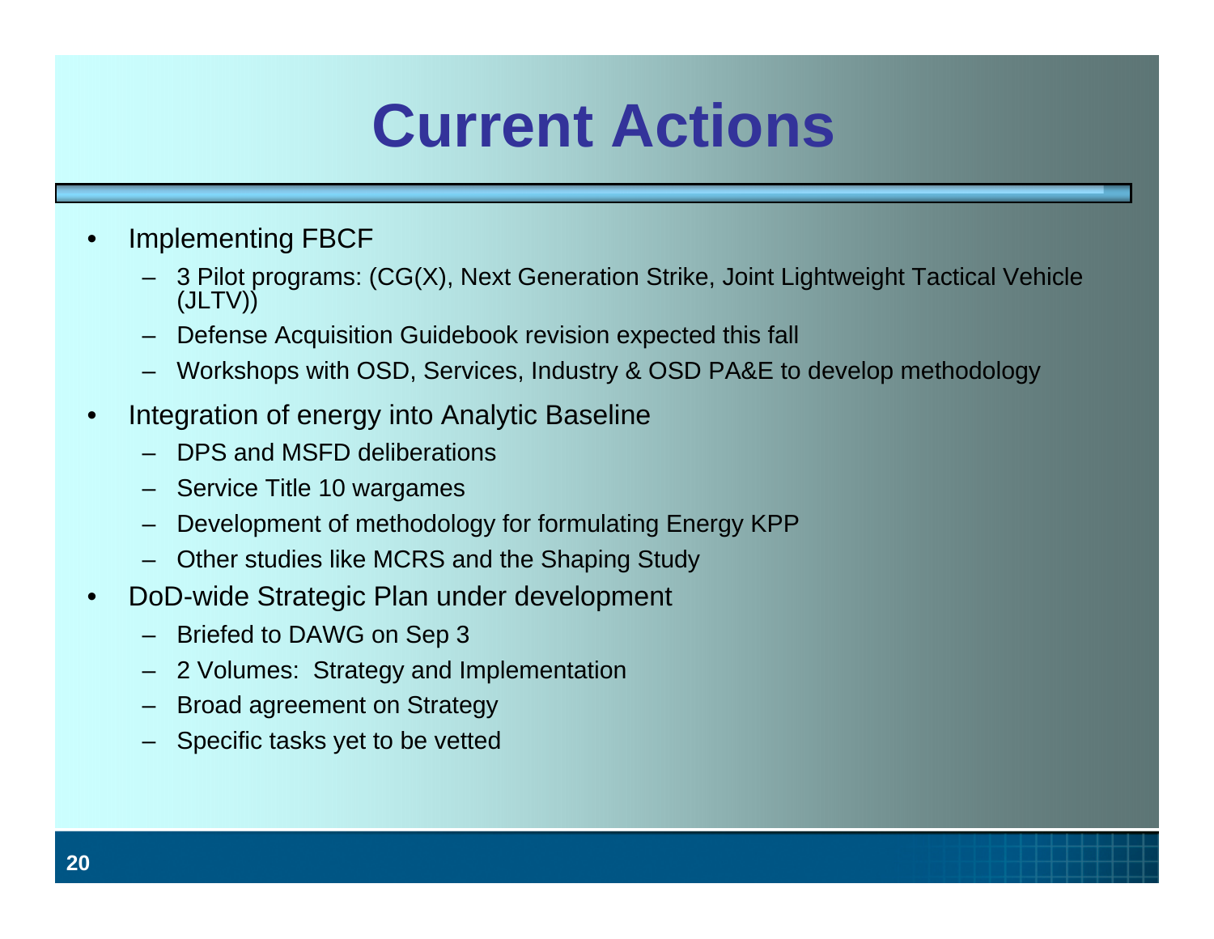# Current Actions

- Implementing FBCF
  - 3 Pilot programs: (CG(X), Next Generation Strike, Joint Lightweight Tactical Vehicle (JLTV))
  - Defense Acquisition Guidebook revision expected this fall
  - Workshops with OSD, Services, Industry & OSD PA&E to develop methodology
- Integration of energy into Analytic Baseline
  - DPS and MSFD deliberations
  - Service Title 10 wargames
  - Development of methodology for formulating Energy KPP
  - Other studies like MCRS and the Shaping Study
- DoD-wide Strategic Plan under development
  - Briefed to DAWG on Sep 3
  - 2 Volumes: Strategy and Implementation
  - Broad agreement on Strategy
  - Specific tasks yet to be vetted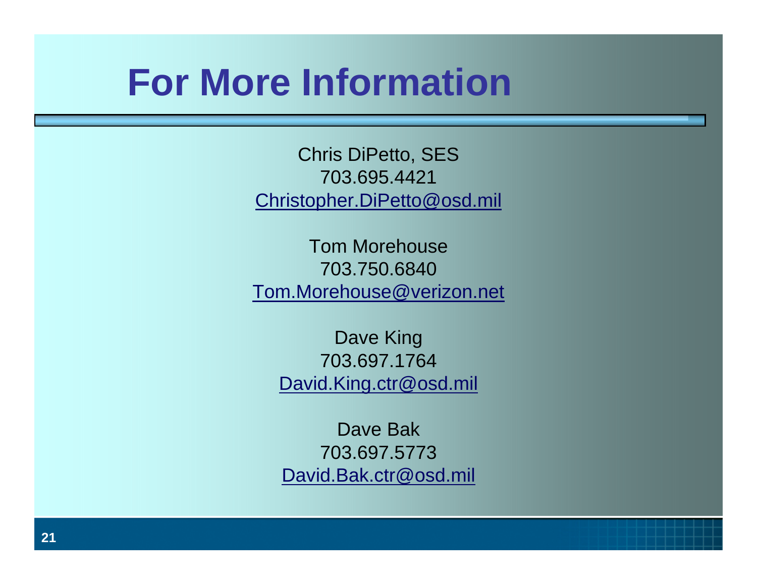# For More Information

Chris DiPetto, SES
703.695.4421
Christopher.DiPetto@osd.mil

Tom Morehouse
703.750.6840
Tom.Morehouse@verizon.net

Dave King
703.697.1764
David.King.ctr@osd.mil

Dave Bak
703.697.5773
David.Bak.ctr@osd.mil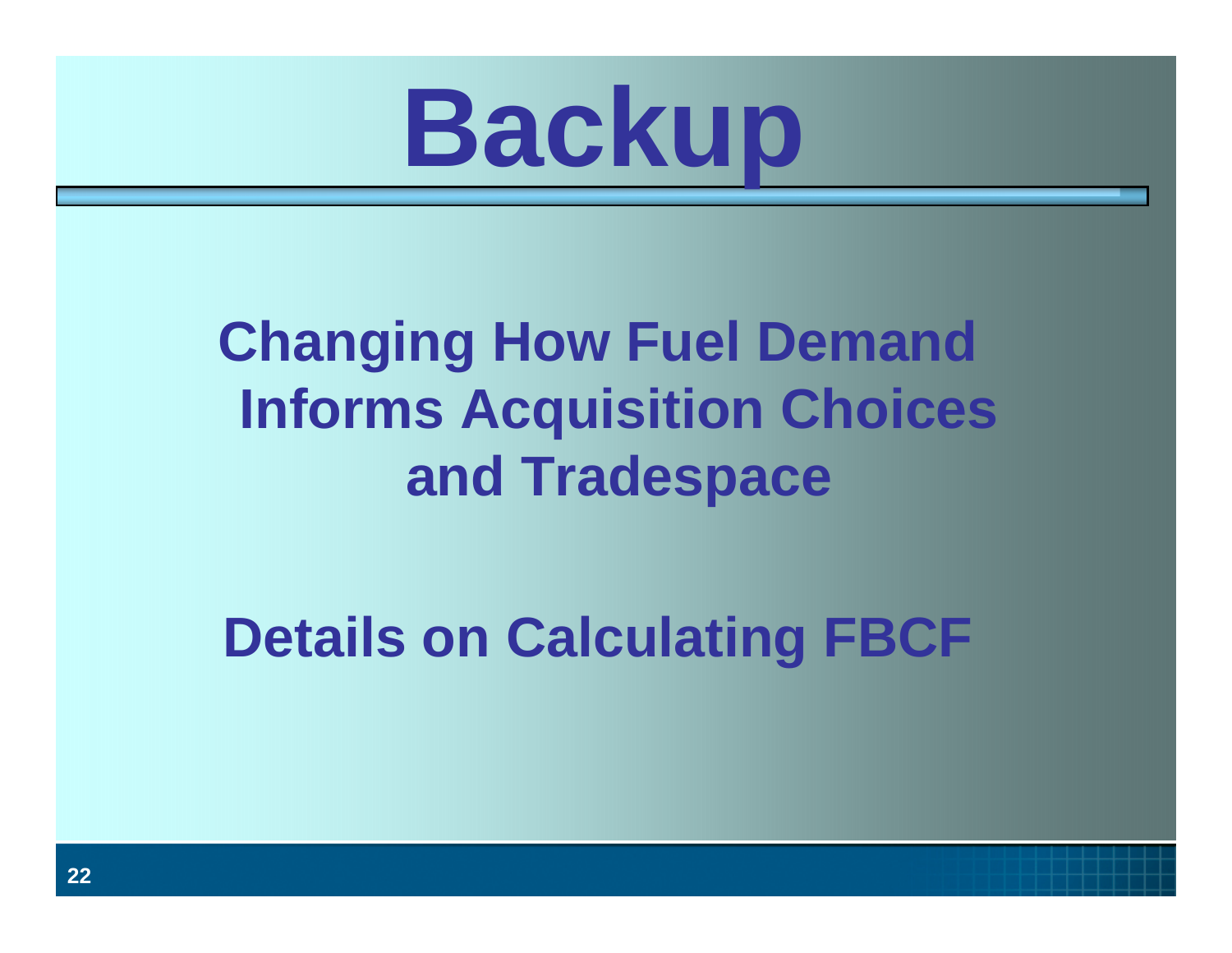# Backup

## Changing How Fuel Demand Informs Acquisition Choices and Tradespace

## Details on Calculating FBCF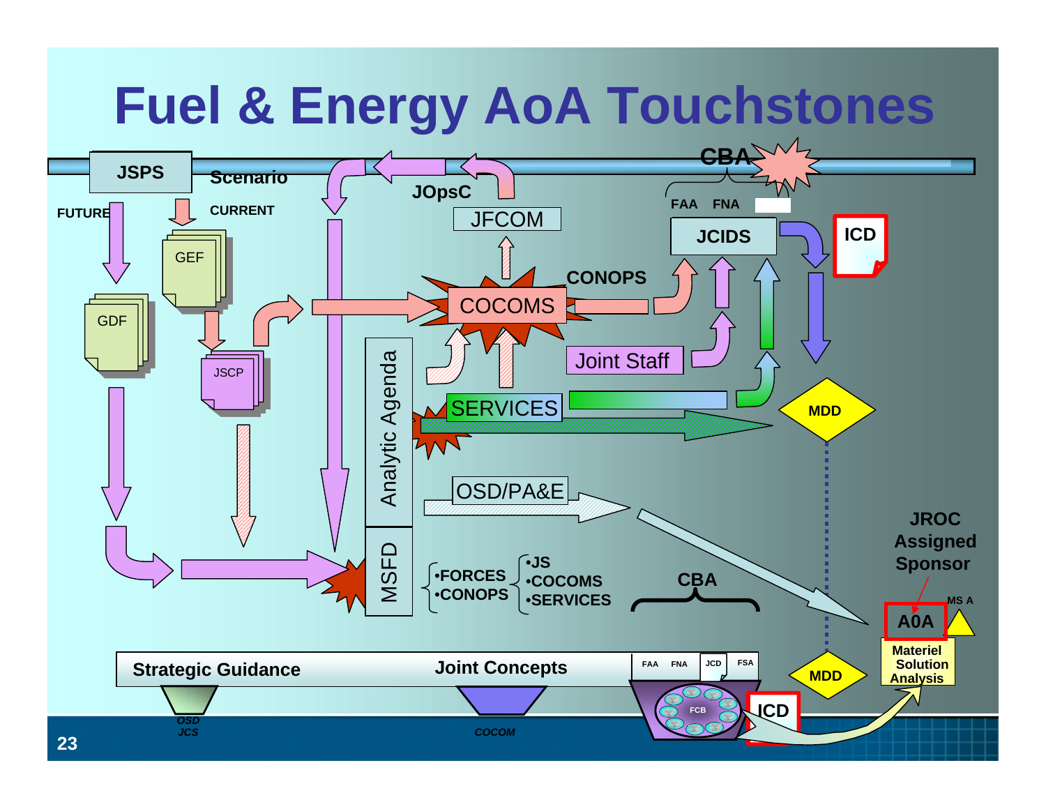# Fuel & Energy AoA Touchstones

JSPS

Scenario

FUTURE

CURRENT

GEF

GDF

JSCP

JOpsC

JFCOM

CBA

FAA FNA

JCIDS

ICD

CONOPS

COCOMS

Joint Staff

SERVICES

MDD

Analytic Agenda

OSD/PA&E

MSFD

- FORCES
- CONOPS

- JS
- COCOMS
- SERVICES

CBA

JROC Assigned Sponsor

MS A

A0A

Materiel Solution Analysis

MDD

Strategic Guidance

Joint Concepts

FAA FNA JCD FSA

FCB

ICD

OSD JCS

COCOM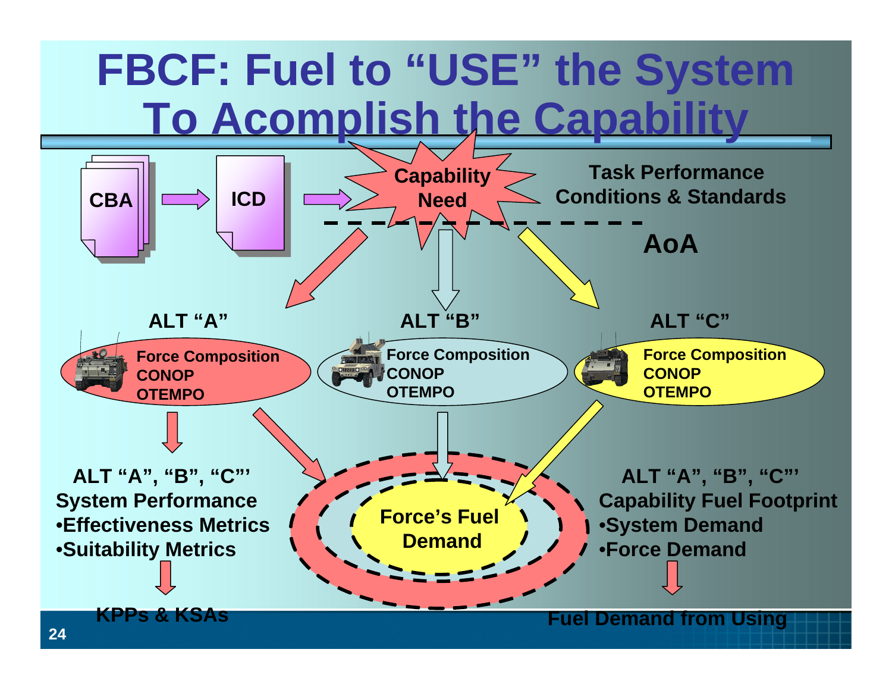# FBCF: Fuel to "USE" the System To Acomplish the Capability

CBA → ICD → Capability Need

Task Performance Conditions & Standards

AoA

**ALT "A"**

Force Composition
CONOP
OTEMPO

**ALT "B"**

Force Composition
CONOP
OTEMPO

**ALT "C"**

Force Composition
CONOP
OTEMPO

**ALT "A", "B", "C"'**
**System Performance**
- **Effectiveness Metrics**
- **Suitability Metrics**

**KPPs & KSAs**

**Force's Fuel Demand**

**ALT "A", "B", "C"'**
**Capability Fuel Footprint**
- **System Demand**
- **Force Demand**

**Fuel Demand from Using**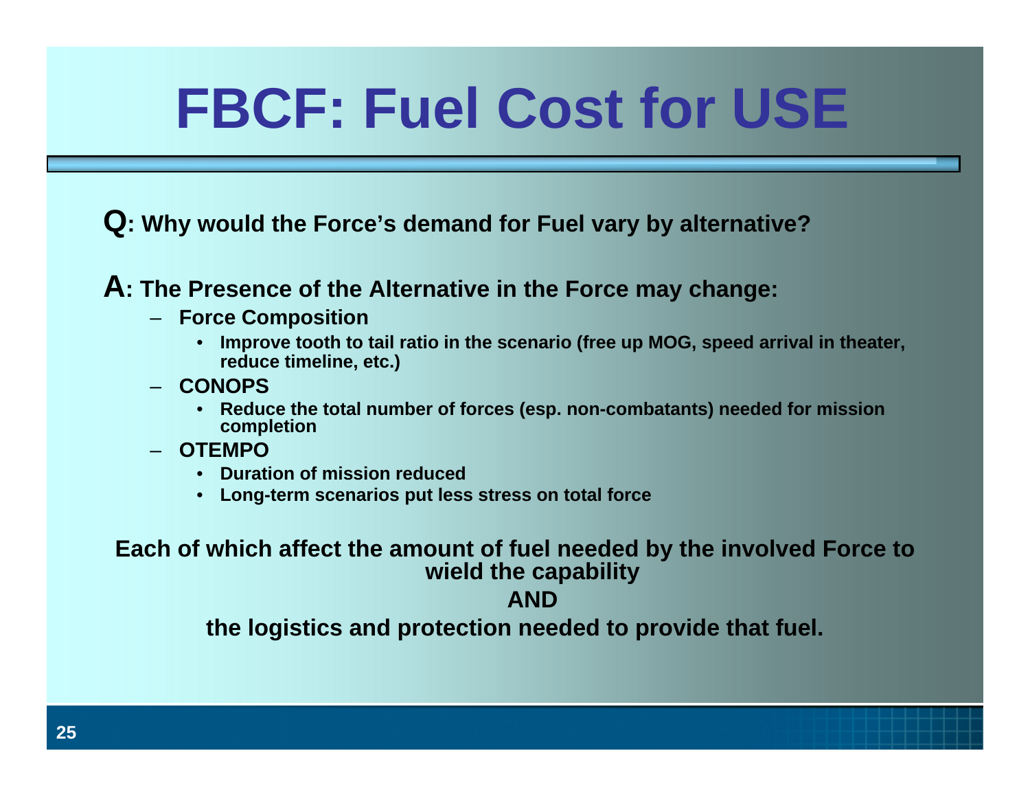# FBCF: Fuel Cost for USE

**Q: Why would the Force's demand for Fuel vary by alternative?**

**A: The Presence of the Alternative in the Force may change:**

- **Force Composition**
  - **Improve tooth to tail ratio in the scenario (free up MOG, speed arrival in theater, reduce timeline, etc.)**
- **CONOPS**
  - **Reduce the total number of forces (esp. non-combatants) needed for mission completion**
- **OTEMPO**
  - **Duration of mission reduced**
  - **Long-term scenarios put less stress on total force**

**Each of which affect the amount of fuel needed by the involved Force to wield the capability**

**AND**

**the logistics and protection needed to provide that fuel.**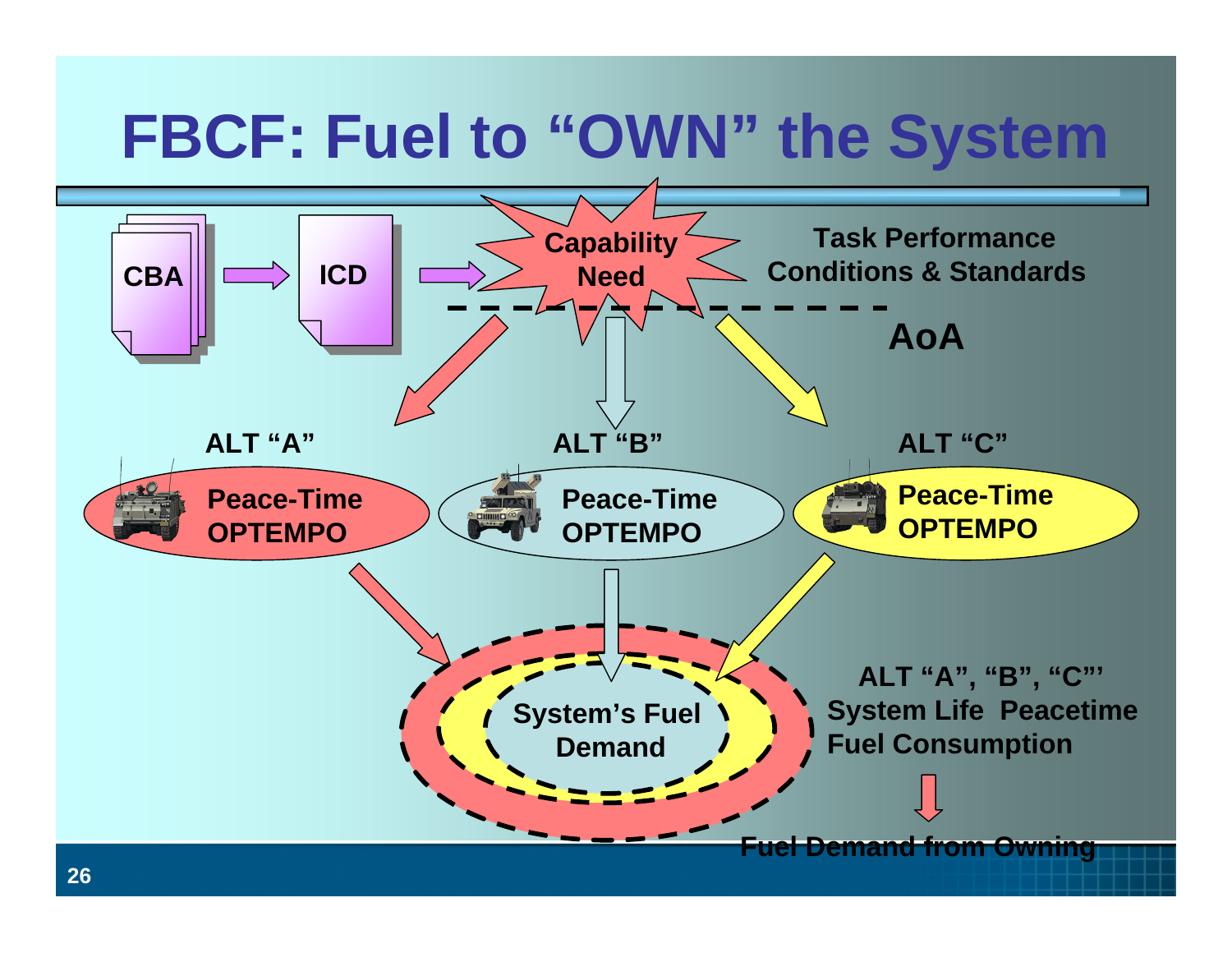# FBCF: Fuel to "OWN" the System

CBA → ICD → Capability Need

Task Performance Conditions & Standards

AoA

ALT "A"

Peace-Time OPTEMPO

ALT "B"

Peace-Time OPTEMPO

ALT "C"

Peace-Time OPTEMPO

System's Fuel Demand

ALT "A", "B", "C"'
System Life Peacetime Fuel Consumption

Fuel Demand from Owning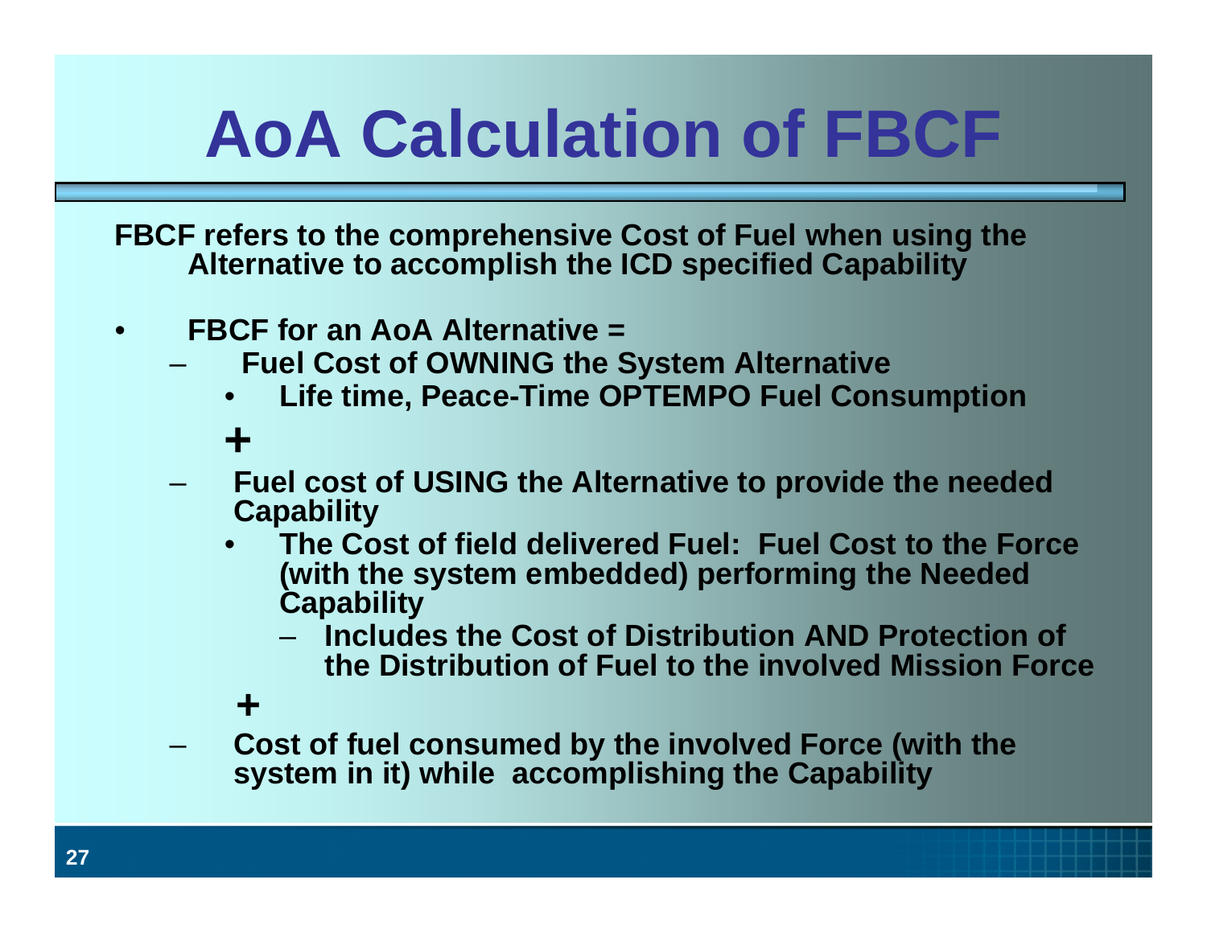# AoA Calculation of FBCF

**FBCF refers to the comprehensive Cost of Fuel when using the Alternative to accomplish the ICD specified Capability**

- **FBCF for an AoA Alternative =**
  - **Fuel Cost of OWNING the System Alternative**
    - **Life time, Peace-Time OPTEMPO Fuel Consumption**

    **+**

  - **Fuel cost of USING the Alternative to provide the needed Capability**
    - **The Cost of field delivered Fuel: Fuel Cost to the Force (with the system embedded) performing the Needed Capability**
      - **Includes the Cost of Distribution AND Protection of the Distribution of Fuel to the involved Mission Force**

    **+**

  - **Cost of fuel consumed by the involved Force (with the system in it) while accomplishing the Capability**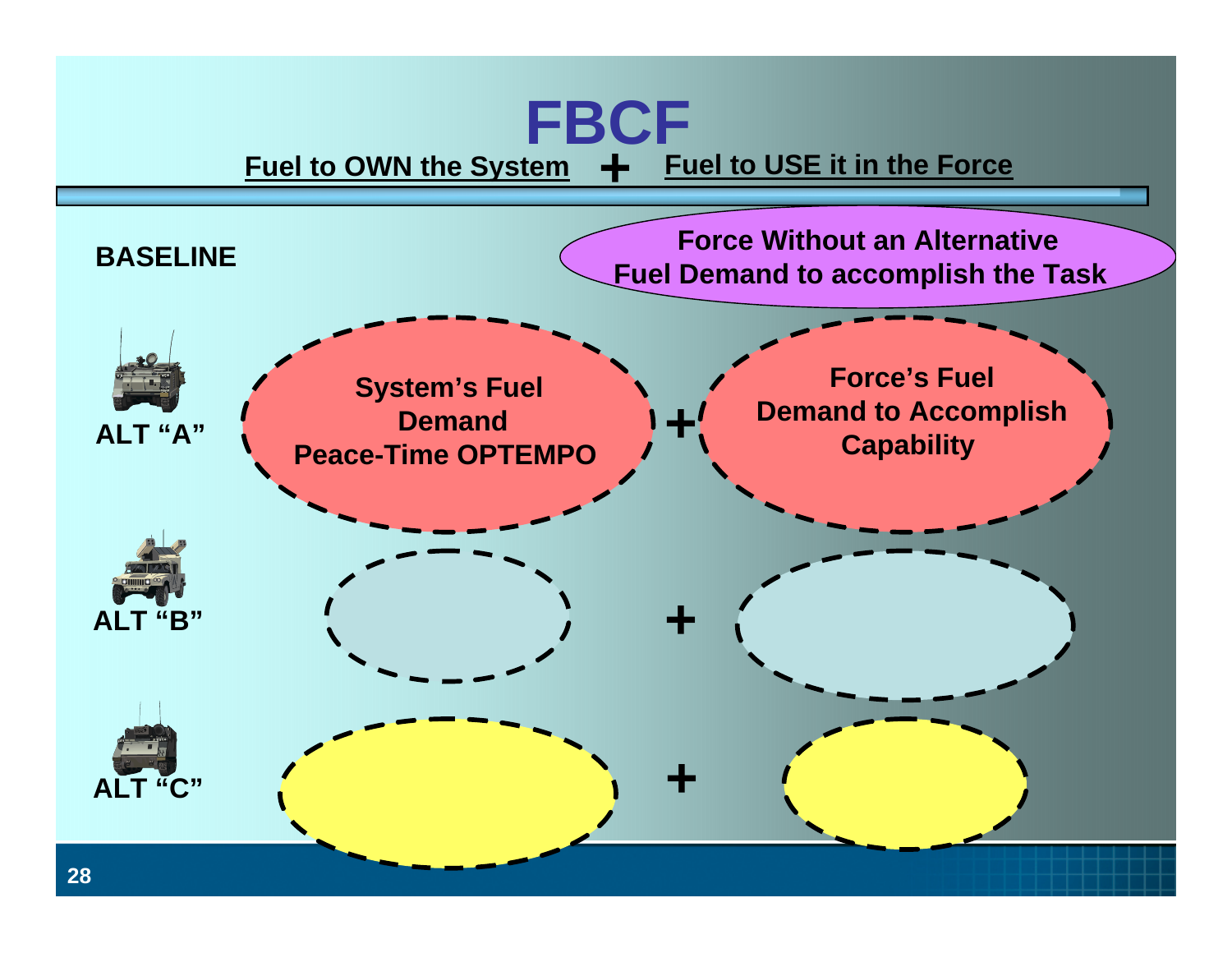# FBCF

**Fuel to OWN the System** + **Fuel to USE it in the Force**

**BASELINE**

**Force Without an Alternative Fuel Demand to accomplish the Task**

**ALT "A"**

**System's Fuel Demand Peace-Time OPTEMPO** + **Force's Fuel Demand to Accomplish Capability**

**ALT "B"**

\+

**ALT "C"**

\+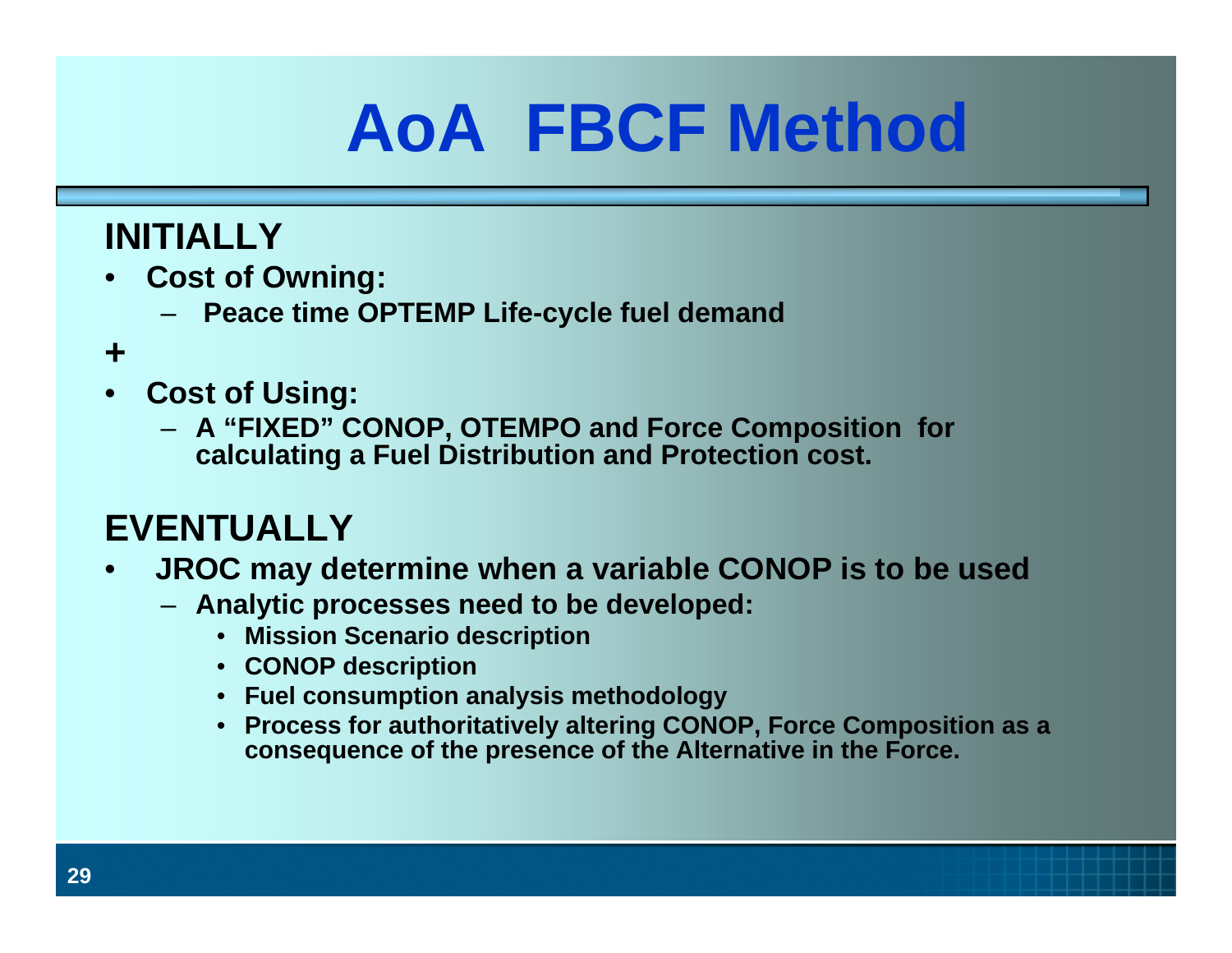# AoA FBCF Method

## INITIALLY

- **Cost of Owning:**
  - **Peace time OPTEMP Life-cycle fuel demand**

**+**

- **Cost of Using:**
  - **A "FIXED" CONOP, OTEMPO and Force Composition for calculating a Fuel Distribution and Protection cost.**

## EVENTUALLY

- **JROC may determine when a variable CONOP is to be used**
  - **Analytic processes need to be developed:**
    - **Mission Scenario description**
    - **CONOP description**
    - **Fuel consumption analysis methodology**
    - **Process for authoritatively altering CONOP, Force Composition as a consequence of the presence of the Alternative in the Force.**